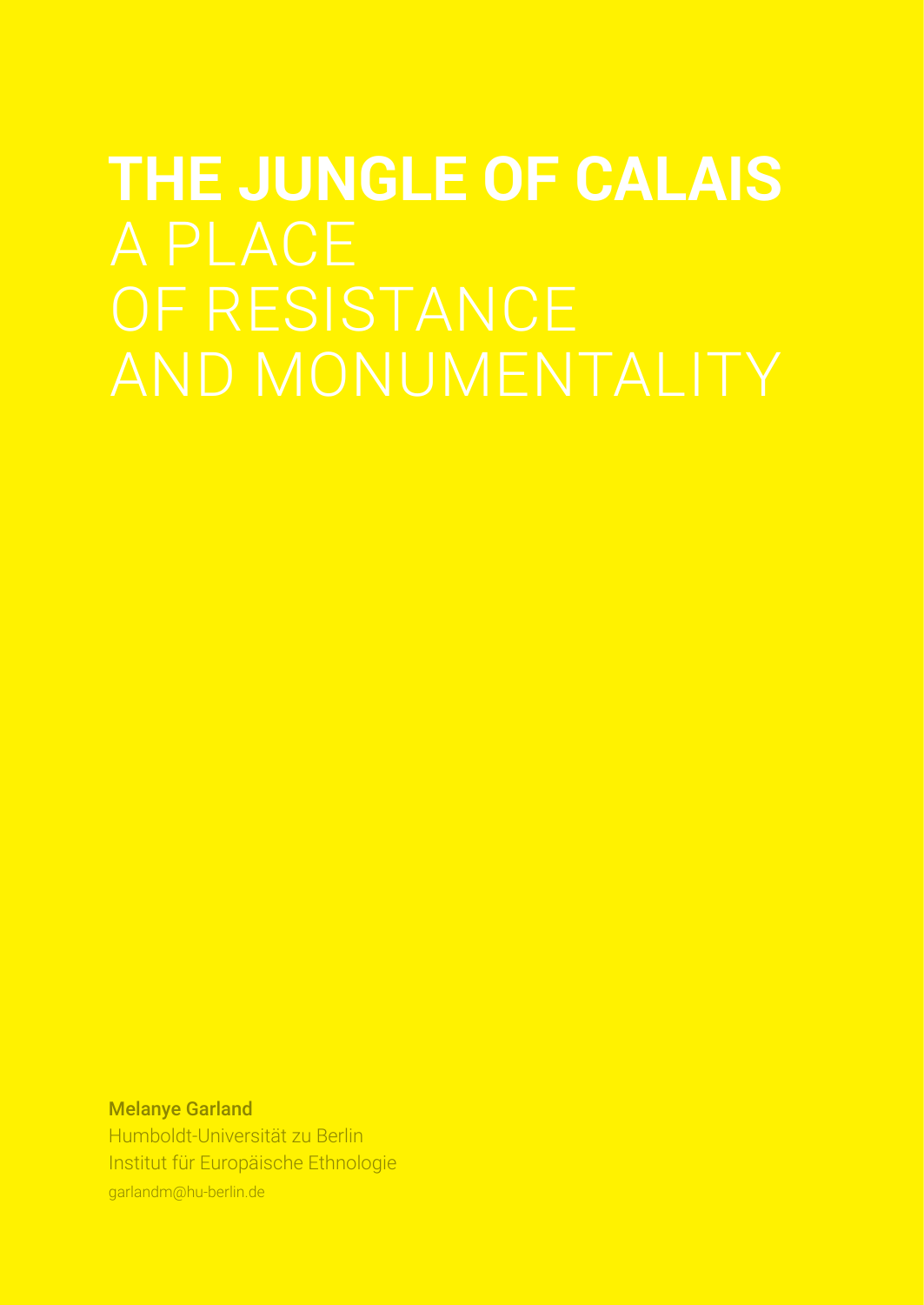# THE JUNGLE OF CALAIS A PLACE OF RESISTANCE AND MONUMENTALITY

**Melanye Garland**

Humboldt-Universität zu Berlin

Institut für Europäische Ethnologie

garlandm@hu-berlin.de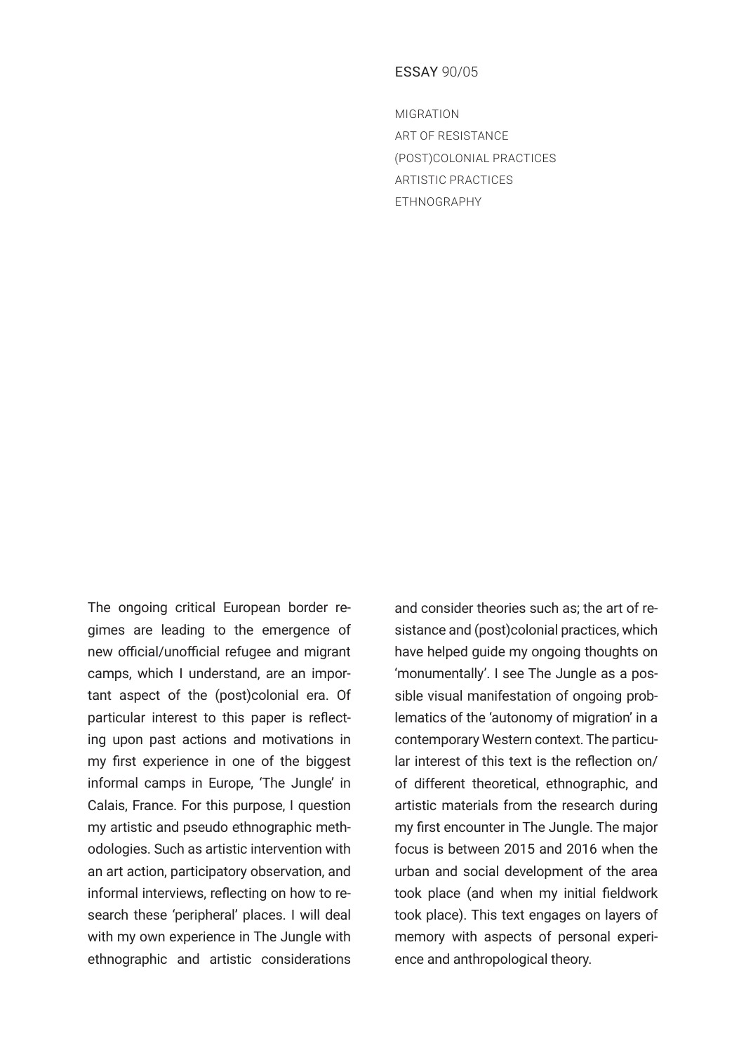ESSAY 90/05

MIGRATION
ART OF RESISTANCE
(POST)COLONIAL PRACTICES
ARTISTIC PRACTICES
ETHNOGRAPHY

The ongoing critical European border regimes are leading to the emergence of new official/unofficial refugee and migrant camps, which I understand, are an important aspect of the (post)colonial era. Of particular interest to this paper is reflecting upon past actions and motivations in my first experience in one of the biggest informal camps in Europe, 'The Jungle' in Calais, France. For this purpose, I question my artistic and pseudo ethnographic methodologies. Such as artistic intervention with an art action, participatory observation, and informal interviews, reflecting on how to research these 'peripheral' places. I will deal with my own experience in The Jungle with ethnographic and artistic considerations and consider theories such as; the art of resistance and (post)colonial practices, which have helped guide my ongoing thoughts on 'monumentally'. I see The Jungle as a possible visual manifestation of ongoing problematics of the 'autonomy of migration' in a contemporary Western context. The particular interest of this text is the reflection on/of different theoretical, ethnographic, and artistic materials from the research during my first encounter in The Jungle. The major focus is between 2015 and 2016 when the urban and social development of the area took place (and when my initial fieldwork took place). This text engages on layers of memory with aspects of personal experience and anthropological theory.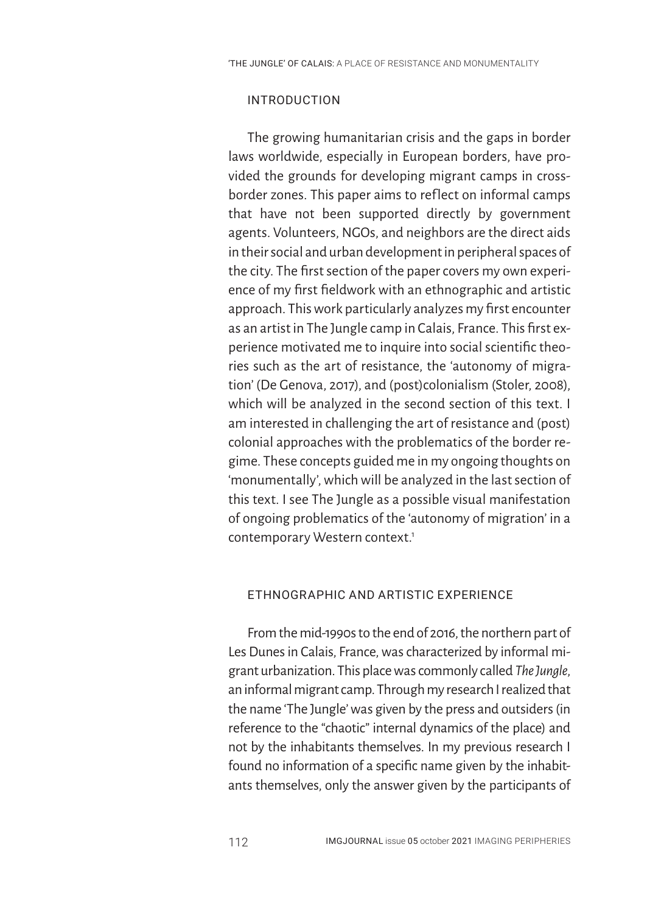## INTRODUCTION

The growing humanitarian crisis and the gaps in border laws worldwide, especially in European borders, have provided the grounds for developing migrant camps in cross-border zones. This paper aims to reflect on informal camps that have not been supported directly by government agents. Volunteers, NGOs, and neighbors are the direct aids in their social and urban development in peripheral spaces of the city. The first section of the paper covers my own experience of my first fieldwork with an ethnographic and artistic approach. This work particularly analyzes my first encounter as an artist in The Jungle camp in Calais, France. This first experience motivated me to inquire into social scientific theories such as the art of resistance, the 'autonomy of migration' (De Genova, 2017), and (post)colonialism (Stoler, 2008), which will be analyzed in the second section of this text. I am interested in challenging the art of resistance and (post) colonial approaches with the problematics of the border regime. These concepts guided me in my ongoing thoughts on 'monumentally', which will be analyzed in the last section of this text. I see The Jungle as a possible visual manifestation of ongoing problematics of the 'autonomy of migration' in a contemporary Western context.[1]

## ETHNOGRAPHIC AND ARTISTIC EXPERIENCE

From the mid-1990s to the end of 2016, the northern part of Les Dunes in Calais, France, was characterized by informal migrant urbanization. This place was commonly called *The Jungle*, an informal migrant camp. Through my research I realized that the name 'The Jungle' was given by the press and outsiders (in reference to the "chaotic" internal dynamics of the place) and not by the inhabitants themselves. In my previous research I found no information of a specific name given by the inhabitants themselves, only the answer given by the participants of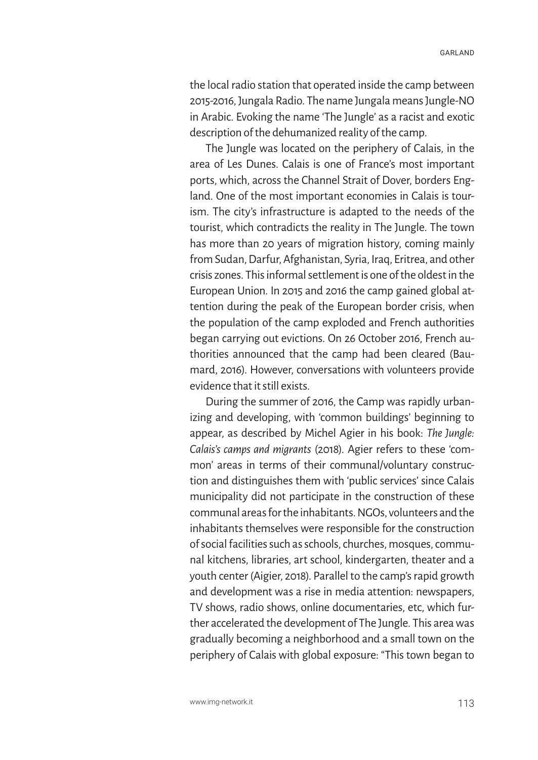the local radio station that operated inside the camp between 2015-2016, Jungala Radio. The name Jungala means Jungle-NO in Arabic. Evoking the name 'The Jungle' as a racist and exotic description of the dehumanized reality of the camp.

The Jungle was located on the periphery of Calais, in the area of Les Dunes. Calais is one of France's most important ports, which, across the Channel Strait of Dover, borders England. One of the most important economies in Calais is tourism. The city's infrastructure is adapted to the needs of the tourist, which contradicts the reality in The Jungle. The town has more than 20 years of migration history, coming mainly from Sudan, Darfur, Afghanistan, Syria, Iraq, Eritrea, and other crisis zones. This informal settlement is one of the oldest in the European Union. In 2015 and 2016 the camp gained global attention during the peak of the European border crisis, when the population of the camp exploded and French authorities began carrying out evictions. On 26 October 2016, French authorities announced that the camp had been cleared (Baumard, 2016). However, conversations with volunteers provide evidence that it still exists.

During the summer of 2016, the Camp was rapidly urbanizing and developing, with 'common buildings' beginning to appear, as described by Michel Agier in his book: *The Jungle: Calais's camps and migrants* (2018). Agier refers to these 'common' areas in terms of their communal/voluntary construction and distinguishes them with 'public services' since Calais municipality did not participate in the construction of these communal areas for the inhabitants. NGOs, volunteers and the inhabitants themselves were responsible for the construction of social facilities such as schools, churches, mosques, communal kitchens, libraries, art school, kindergarten, theater and a youth center (Aigier, 2018). Parallel to the camp's rapid growth and development was a rise in media attention: newspapers, TV shows, radio shows, online documentaries, etc, which further accelerated the development of The Jungle. This area was gradually becoming a neighborhood and a small town on the periphery of Calais with global exposure: "This town began to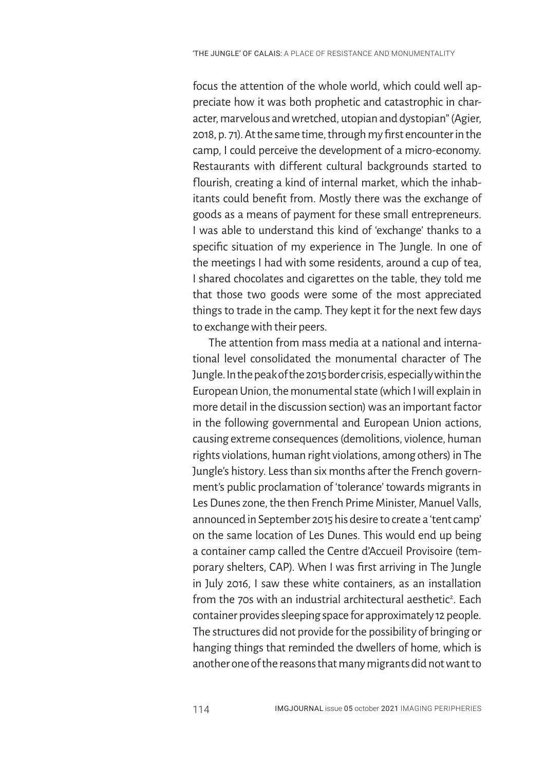focus the attention of the whole world, which could well appreciate how it was both prophetic and catastrophic in character, marvelous and wretched, utopian and dystopian" (Agier, 2018, p. 71). At the same time, through my first encounter in the camp, I could perceive the development of a micro-economy. Restaurants with different cultural backgrounds started to flourish, creating a kind of internal market, which the inhabitants could benefit from. Mostly there was the exchange of goods as a means of payment for these small entrepreneurs. I was able to understand this kind of 'exchange' thanks to a specific situation of my experience in The Jungle. In one of the meetings I had with some residents, around a cup of tea, I shared chocolates and cigarettes on the table, they told me that those two goods were some of the most appreciated things to trade in the camp. They kept it for the next few days to exchange with their peers.

The attention from mass media at a national and international level consolidated the monumental character of The Jungle. In the peak of the 2015 border crisis, especially within the European Union, the monumental state (which I will explain in more detail in the discussion section) was an important factor in the following governmental and European Union actions, causing extreme consequences (demolitions, violence, human rights violations, human right violations, among others) in The Jungle's history. Less than six months after the French government's public proclamation of 'tolerance' towards migrants in Les Dunes zone, the then French Prime Minister, Manuel Valls, announced in September 2015 his desire to create a 'tent camp' on the same location of Les Dunes. This would end up being a container camp called the Centre d'Accueil Provisoire (temporary shelters, CAP). When I was first arriving in The Jungle in July 2016, I saw these white containers, as an installation from the 70s with an industrial architectural aesthetic[2]. Each container provides sleeping space for approximately 12 people. The structures did not provide for the possibility of bringing or hanging things that reminded the dwellers of home, which is another one of the reasons that many migrants did not want to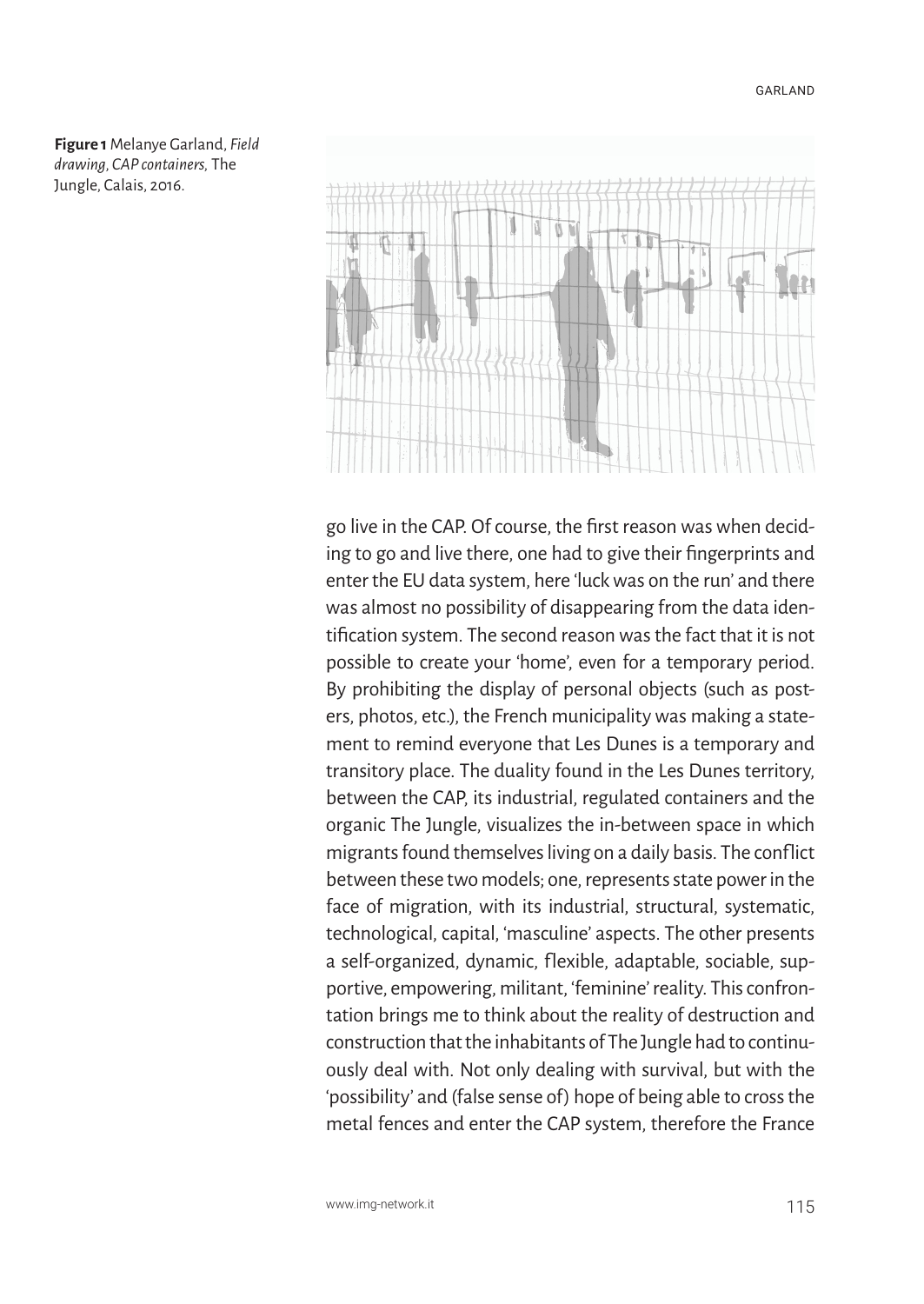**Figure 1** Melanye Garland, *Field drawing, CAP containers,* The Jungle, Calais, 2016.

go live in the CAP. Of course, the first reason was when deciding to go and live there, one had to give their fingerprints and enter the EU data system, here 'luck was on the run' and there was almost no possibility of disappearing from the data identification system. The second reason was the fact that it is not possible to create your 'home', even for a temporary period. By prohibiting the display of personal objects (such as posters, photos, etc.), the French municipality was making a statement to remind everyone that Les Dunes is a temporary and transitory place. The duality found in the Les Dunes territory, between the CAP, its industrial, regulated containers and the organic The Jungle, visualizes the in-between space in which migrants found themselves living on a daily basis. The conflict between these two models; one, represents state power in the face of migration, with its industrial, structural, systematic, technological, capital, 'masculine' aspects. The other presents a self-organized, dynamic, flexible, adaptable, sociable, supportive, empowering, militant, 'feminine' reality. This confrontation brings me to think about the reality of destruction and construction that the inhabitants of The Jungle had to continuously deal with. Not only dealing with survival, but with the 'possibility' and (false sense of) hope of being able to cross the metal fences and enter the CAP system, therefore the France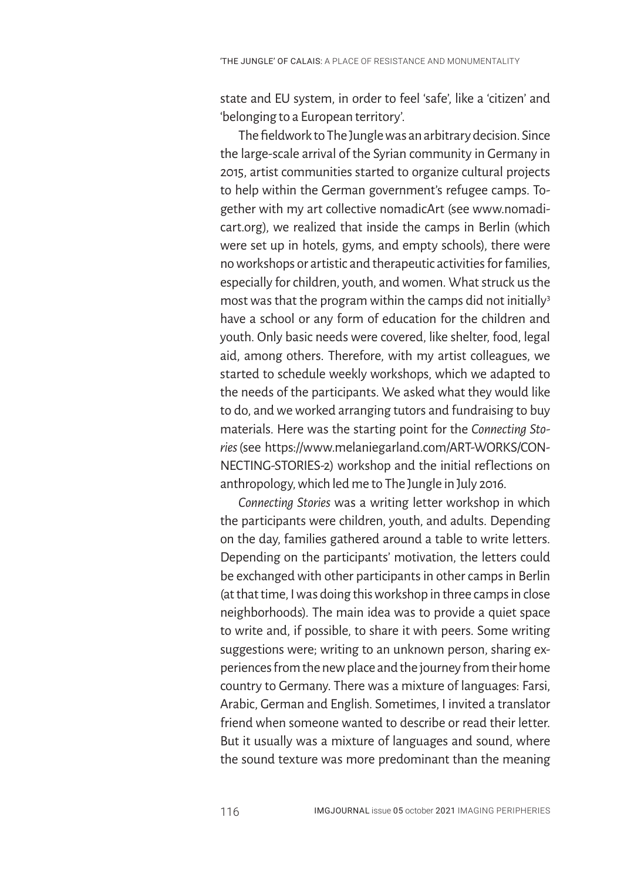state and EU system, in order to feel 'safe', like a 'citizen' and 'belonging to a European territory'.

The fieldwork to The Jungle was an arbitrary decision. Since the large-scale arrival of the Syrian community in Germany in 2015, artist communities started to organize cultural projects to help within the German government's refugee camps. Together with my art collective nomadicArt (see www.nomadicart.org), we realized that inside the camps in Berlin (which were set up in hotels, gyms, and empty schools), there were no workshops or artistic and therapeutic activities for families, especially for children, youth, and women. What struck us the most was that the program within the camps did not initially[3] have a school or any form of education for the children and youth. Only basic needs were covered, like shelter, food, legal aid, among others. Therefore, with my artist colleagues, we started to schedule weekly workshops, which we adapted to the needs of the participants. We asked what they would like to do, and we worked arranging tutors and fundraising to buy materials. Here was the starting point for the *Connecting Stories* (see https://www.melaniegarland.com/ART-WORKS/CONNECTING-STORIES-2) workshop and the initial reflections on anthropology, which led me to The Jungle in July 2016.

*Connecting Stories* was a writing letter workshop in which the participants were children, youth, and adults. Depending on the day, families gathered around a table to write letters. Depending on the participants' motivation, the letters could be exchanged with other participants in other camps in Berlin (at that time, I was doing this workshop in three camps in close neighborhoods). The main idea was to provide a quiet space to write and, if possible, to share it with peers. Some writing suggestions were; writing to an unknown person, sharing experiences from the new place and the journey from their home country to Germany. There was a mixture of languages: Farsi, Arabic, German and English. Sometimes, I invited a translator friend when someone wanted to describe or read their letter. But it usually was a mixture of languages and sound, where the sound texture was more predominant than the meaning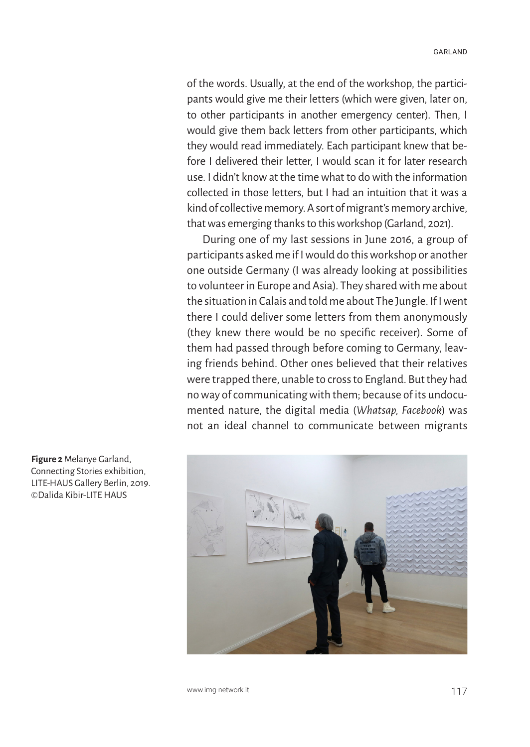of the words. Usually, at the end of the workshop, the participants would give me their letters (which were given, later on, to other participants in another emergency center). Then, I would give them back letters from other participants, which they would read immediately. Each participant knew that before I delivered their letter, I would scan it for later research use. I didn't know at the time what to do with the information collected in those letters, but I had an intuition that it was a kind of collective memory. A sort of migrant's memory archive, that was emerging thanks to this workshop (Garland, 2021).

During one of my last sessions in June 2016, a group of participants asked me if I would do this workshop or another one outside Germany (I was already looking at possibilities to volunteer in Europe and Asia). They shared with me about the situation in Calais and told me about The Jungle. If I went there I could deliver some letters from them anonymously (they knew there would be no specific receiver). Some of them had passed through before coming to Germany, leaving friends behind. Other ones believed that their relatives were trapped there, unable to cross to England. But they had no way of communicating with them; because of its undocumented nature, the digital media (*Whatsap*, *Facebook*) was not an ideal channel to communicate between migrants

**Figure 2** Melanye Garland, Connecting Stories exhibition, LITE-HAUS Gallery Berlin, 2019. ©Dalida Kibir-LITE HAUS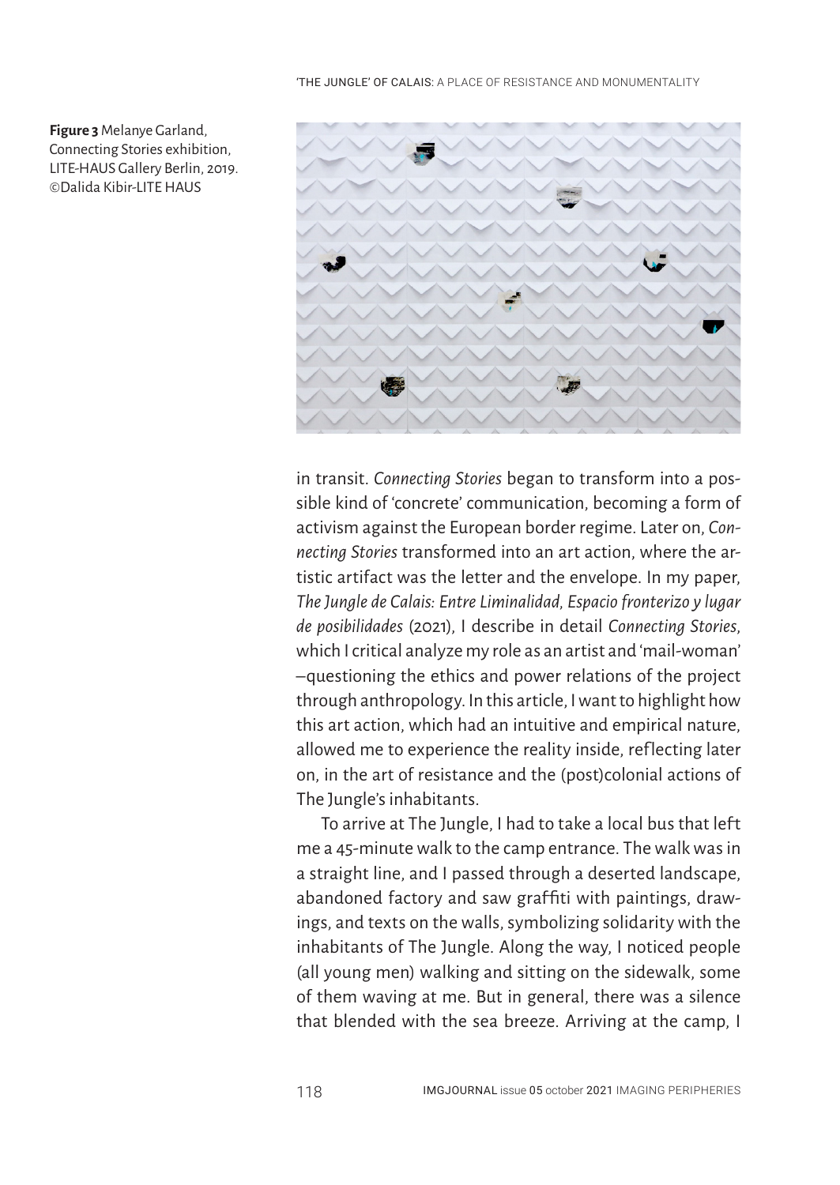**Figure 3** Melanye Garland, Connecting Stories exhibition, LITE-HAUS Gallery Berlin, 2019. ©Dalida Kibir-LITE HAUS

in transit. *Connecting Stories* began to transform into a possible kind of 'concrete' communication, becoming a form of activism against the European border regime. Later on, *Connecting Stories* transformed into an art action, where the artistic artifact was the letter and the envelope. In my paper, *The Jungle de Calais: Entre Liminalidad, Espacio fronterizo y lugar de posibilidades* (2021), I describe in detail *Connecting Stories*, which I critical analyze my role as an artist and 'mail-woman' –questioning the ethics and power relations of the project through anthropology. In this article, I want to highlight how this art action, which had an intuitive and empirical nature, allowed me to experience the reality inside, reflecting later on, in the art of resistance and the (post)colonial actions of The Jungle's inhabitants.

To arrive at The Jungle, I had to take a local bus that left me a 45-minute walk to the camp entrance. The walk was in a straight line, and I passed through a deserted landscape, abandoned factory and saw graffiti with paintings, drawings, and texts on the walls, symbolizing solidarity with the inhabitants of The Jungle. Along the way, I noticed people (all young men) walking and sitting on the sidewalk, some of them waving at me. But in general, there was a silence that blended with the sea breeze. Arriving at the camp, I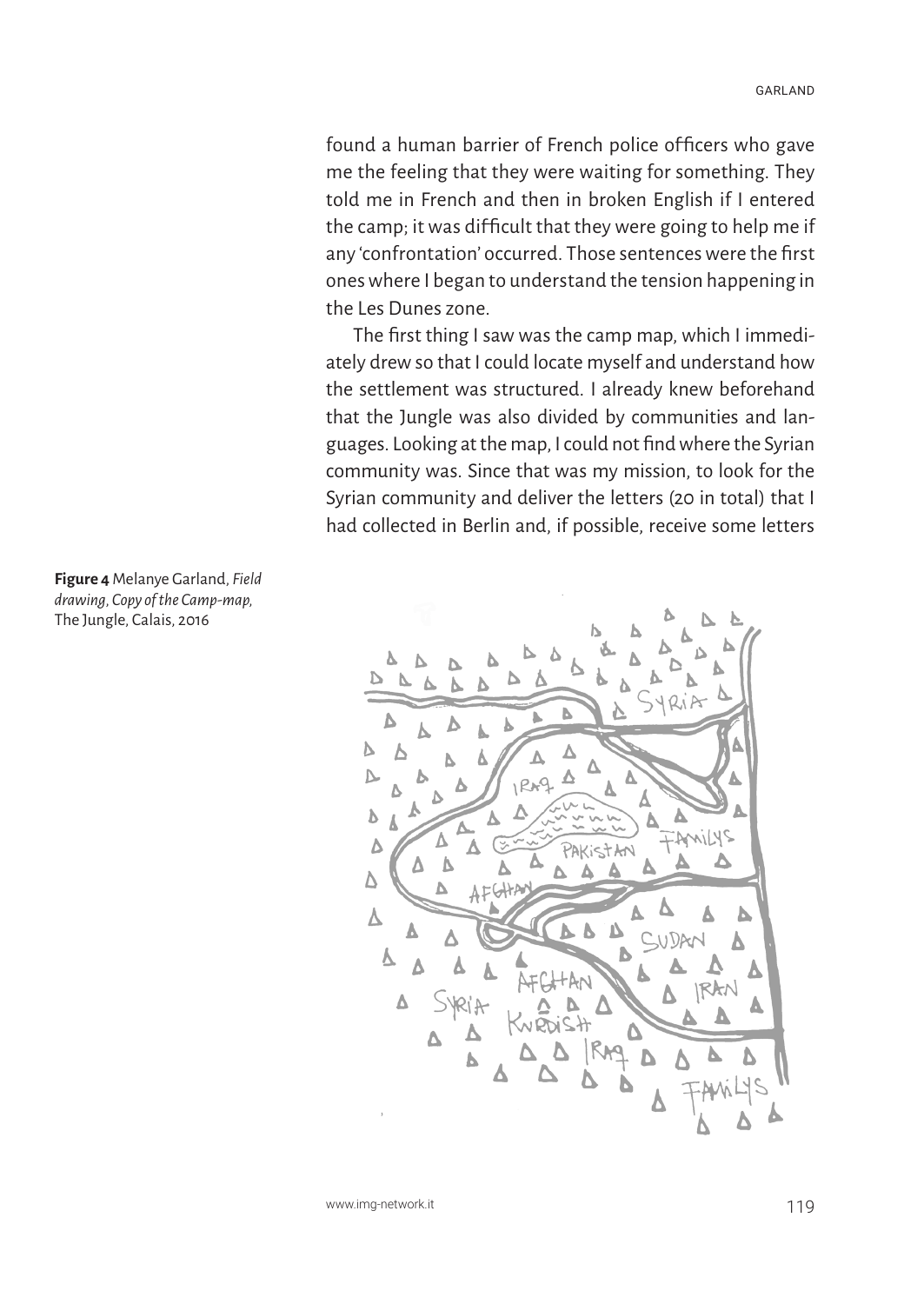found a human barrier of French police officers who gave me the feeling that they were waiting for something. They told me in French and then in broken English if I entered the camp; it was difficult that they were going to help me if any 'confrontation' occurred. Those sentences were the first ones where I began to understand the tension happening in the Les Dunes zone.

The first thing I saw was the camp map, which I immediately drew so that I could locate myself and understand how the settlement was structured. I already knew beforehand that the Jungle was also divided by communities and languages. Looking at the map, I could not find where the Syrian community was. Since that was my mission, to look for the Syrian community and deliver the letters (20 in total) that I had collected in Berlin and, if possible, receive some letters

**Figure 4** Melanye Garland, *Field drawing, Copy of the Camp-map,* The Jungle, Calais, 2016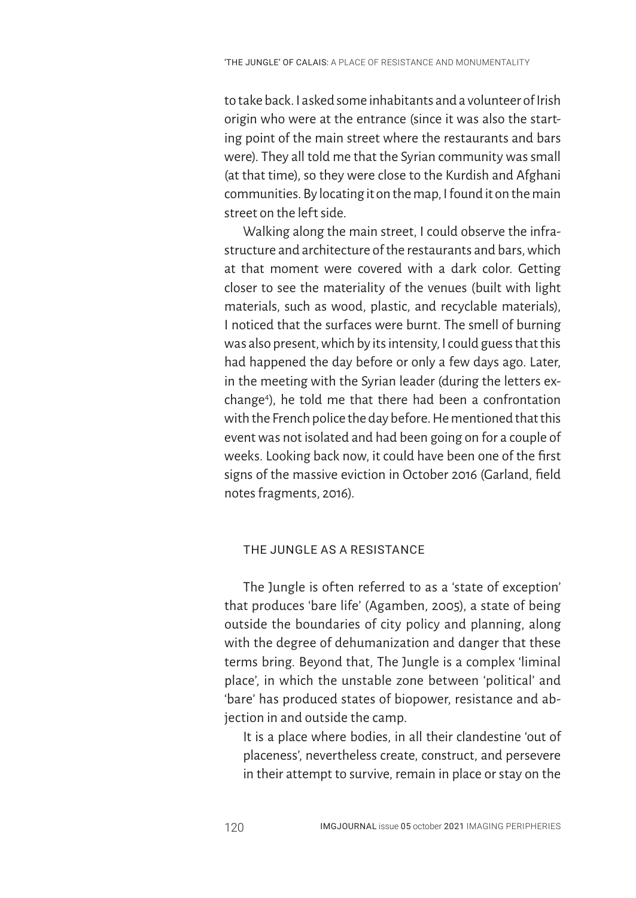to take back. I asked some inhabitants and a volunteer of Irish origin who were at the entrance (since it was also the starting point of the main street where the restaurants and bars were). They all told me that the Syrian community was small (at that time), so they were close to the Kurdish and Afghani communities. By locating it on the map, I found it on the main street on the left side.

Walking along the main street, I could observe the infrastructure and architecture of the restaurants and bars, which at that moment were covered with a dark color. Getting closer to see the materiality of the venues (built with light materials, such as wood, plastic, and recyclable materials), I noticed that the surfaces were burnt. The smell of burning was also present, which by its intensity, I could guess that this had happened the day before or only a few days ago. Later, in the meeting with the Syrian leader (during the letters exchange[4]), he told me that there had been a confrontation with the French police the day before. He mentioned that this event was not isolated and had been going on for a couple of weeks. Looking back now, it could have been one of the first signs of the massive eviction in October 2016 (Garland, field notes fragments, 2016).

## THE JUNGLE AS A RESISTANCE

The Jungle is often referred to as a 'state of exception' that produces 'bare life' (Agamben, 2005), a state of being outside the boundaries of city policy and planning, along with the degree of dehumanization and danger that these terms bring. Beyond that, The Jungle is a complex 'liminal place', in which the unstable zone between 'political' and 'bare' has produced states of biopower, resistance and abjection in and outside the camp.

> It is a place where bodies, in all their clandestine 'out of placeness', nevertheless create, construct, and persevere in their attempt to survive, remain in place or stay on the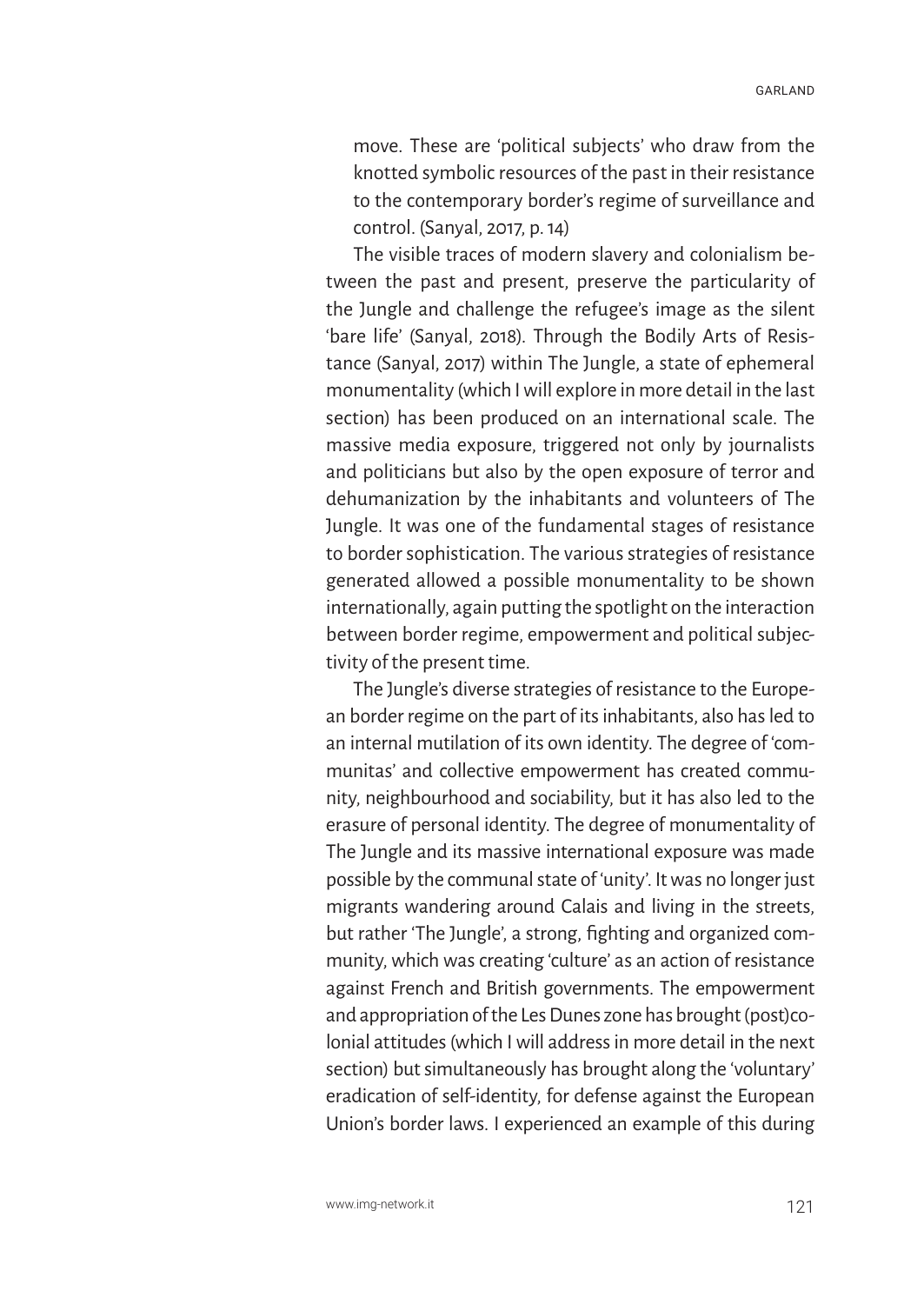> move. These are 'political subjects' who draw from the knotted symbolic resources of the past in their resistance to the contemporary border's regime of surveillance and control. (Sanyal, 2017, p. 14)

The visible traces of modern slavery and colonialism between the past and present, preserve the particularity of the Jungle and challenge the refugee's image as the silent 'bare life' (Sanyal, 2018). Through the Bodily Arts of Resistance (Sanyal, 2017) within The Jungle, a state of ephemeral monumentality (which I will explore in more detail in the last section) has been produced on an international scale. The massive media exposure, triggered not only by journalists and politicians but also by the open exposure of terror and dehumanization by the inhabitants and volunteers of The Jungle. It was one of the fundamental stages of resistance to border sophistication. The various strategies of resistance generated allowed a possible monumentality to be shown internationally, again putting the spotlight on the interaction between border regime, empowerment and political subjectivity of the present time.

The Jungle's diverse strategies of resistance to the European border regime on the part of its inhabitants, also has led to an internal mutilation of its own identity. The degree of 'communitas' and collective empowerment has created community, neighbourhood and sociability, but it has also led to the erasure of personal identity. The degree of monumentality of The Jungle and its massive international exposure was made possible by the communal state of 'unity'. It was no longer just migrants wandering around Calais and living in the streets, but rather 'The Jungle', a strong, fighting and organized community, which was creating 'culture' as an action of resistance against French and British governments. The empowerment and appropriation of the Les Dunes zone has brought (post)colonial attitudes (which I will address in more detail in the next section) but simultaneously has brought along the 'voluntary' eradication of self-identity, for defense against the European Union's border laws. I experienced an example of this during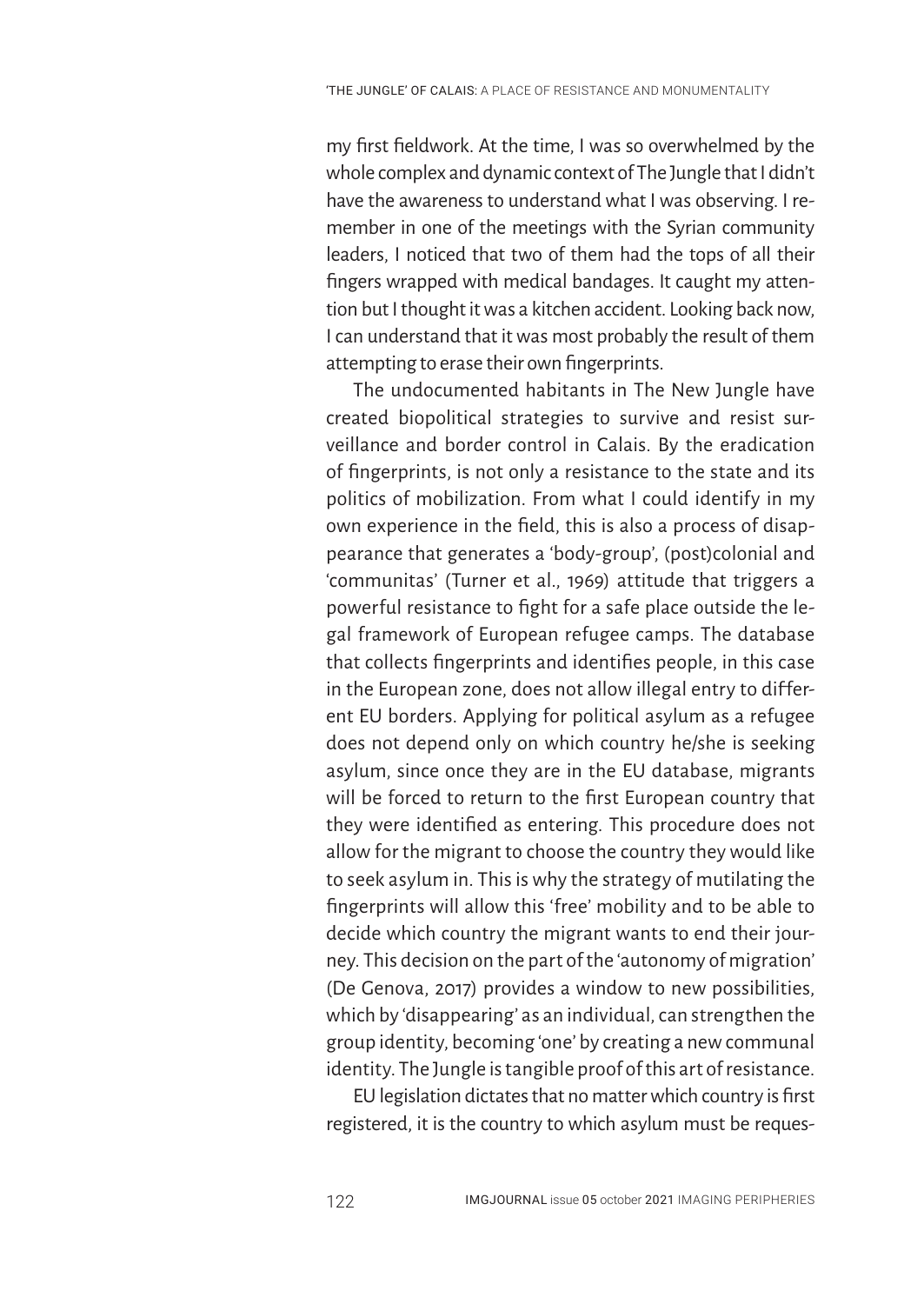my first fieldwork. At the time, I was so overwhelmed by the whole complex and dynamic context of The Jungle that I didn't have the awareness to understand what I was observing. I remember in one of the meetings with the Syrian community leaders, I noticed that two of them had the tops of all their fingers wrapped with medical bandages. It caught my attention but I thought it was a kitchen accident. Looking back now, I can understand that it was most probably the result of them attempting to erase their own fingerprints.

The undocumented habitants in The New Jungle have created biopolitical strategies to survive and resist surveillance and border control in Calais. By the eradication of fingerprints, is not only a resistance to the state and its politics of mobilization. From what I could identify in my own experience in the field, this is also a process of disappearance that generates a 'body-group', (post)colonial and 'communitas' (Turner et al., 1969) attitude that triggers a powerful resistance to fight for a safe place outside the legal framework of European refugee camps. The database that collects fingerprints and identifies people, in this case in the European zone, does not allow illegal entry to different EU borders. Applying for political asylum as a refugee does not depend only on which country he/she is seeking asylum, since once they are in the EU database, migrants will be forced to return to the first European country that they were identified as entering. This procedure does not allow for the migrant to choose the country they would like to seek asylum in. This is why the strategy of mutilating the fingerprints will allow this 'free' mobility and to be able to decide which country the migrant wants to end their journey. This decision on the part of the 'autonomy of migration' (De Genova, 2017) provides a window to new possibilities, which by 'disappearing' as an individual, can strengthen the group identity, becoming 'one' by creating a new communal identity. The Jungle is tangible proof of this art of resistance.

EU legislation dictates that no matter which country is first registered, it is the country to which asylum must be reques-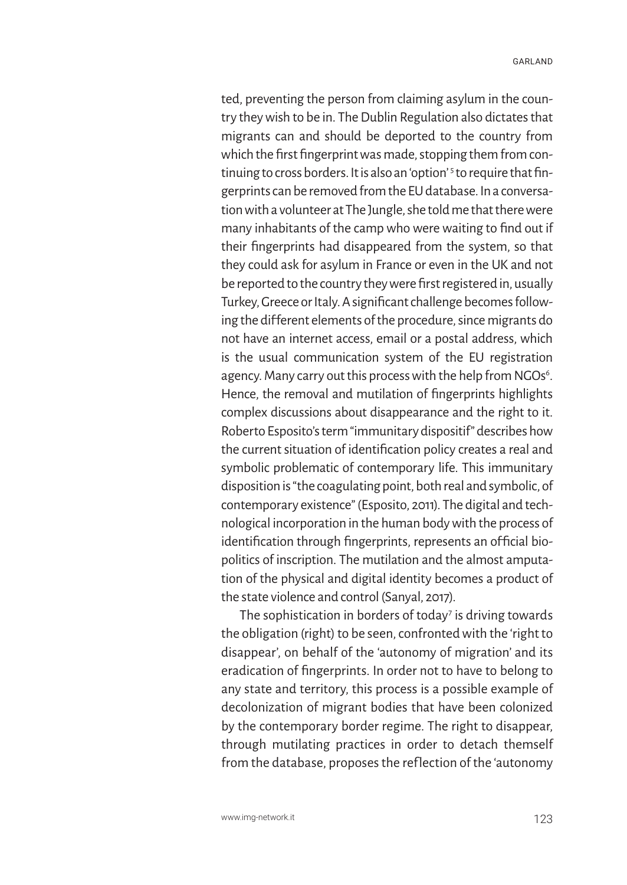ted, preventing the person from claiming asylum in the country they wish to be in. The Dublin Regulation also dictates that migrants can and should be deported to the country from which the first fingerprint was made, stopping them from continuing to cross borders. It is also an 'option'[5] to require that fingerprints can be removed from the EU database. In a conversation with a volunteer at The Jungle, she told me that there were many inhabitants of the camp who were waiting to find out if their fingerprints had disappeared from the system, so that they could ask for asylum in France or even in the UK and not be reported to the country they were first registered in, usually Turkey, Greece or Italy. A significant challenge becomes following the different elements of the procedure, since migrants do not have an internet access, email or a postal address, which is the usual communication system of the EU registration agency. Many carry out this process with the help from NGOs[6]. Hence, the removal and mutilation of fingerprints highlights complex discussions about disappearance and the right to it. Roberto Esposito's term "immunitary dispositif" describes how the current situation of identification policy creates a real and symbolic problematic of contemporary life. This immunitary disposition is "the coagulating point, both real and symbolic, of contemporary existence" (Esposito, 2011). The digital and technological incorporation in the human body with the process of identification through fingerprints, represents an official biopolitics of inscription. The mutilation and the almost amputation of the physical and digital identity becomes a product of the state violence and control (Sanyal, 2017).

The sophistication in borders of today[7] is driving towards the obligation (right) to be seen, confronted with the 'right to disappear', on behalf of the 'autonomy of migration' and its eradication of fingerprints. In order not to have to belong to any state and territory, this process is a possible example of decolonization of migrant bodies that have been colonized by the contemporary border regime. The right to disappear, through mutilating practices in order to detach themself from the database, proposes the reflection of the 'autonomy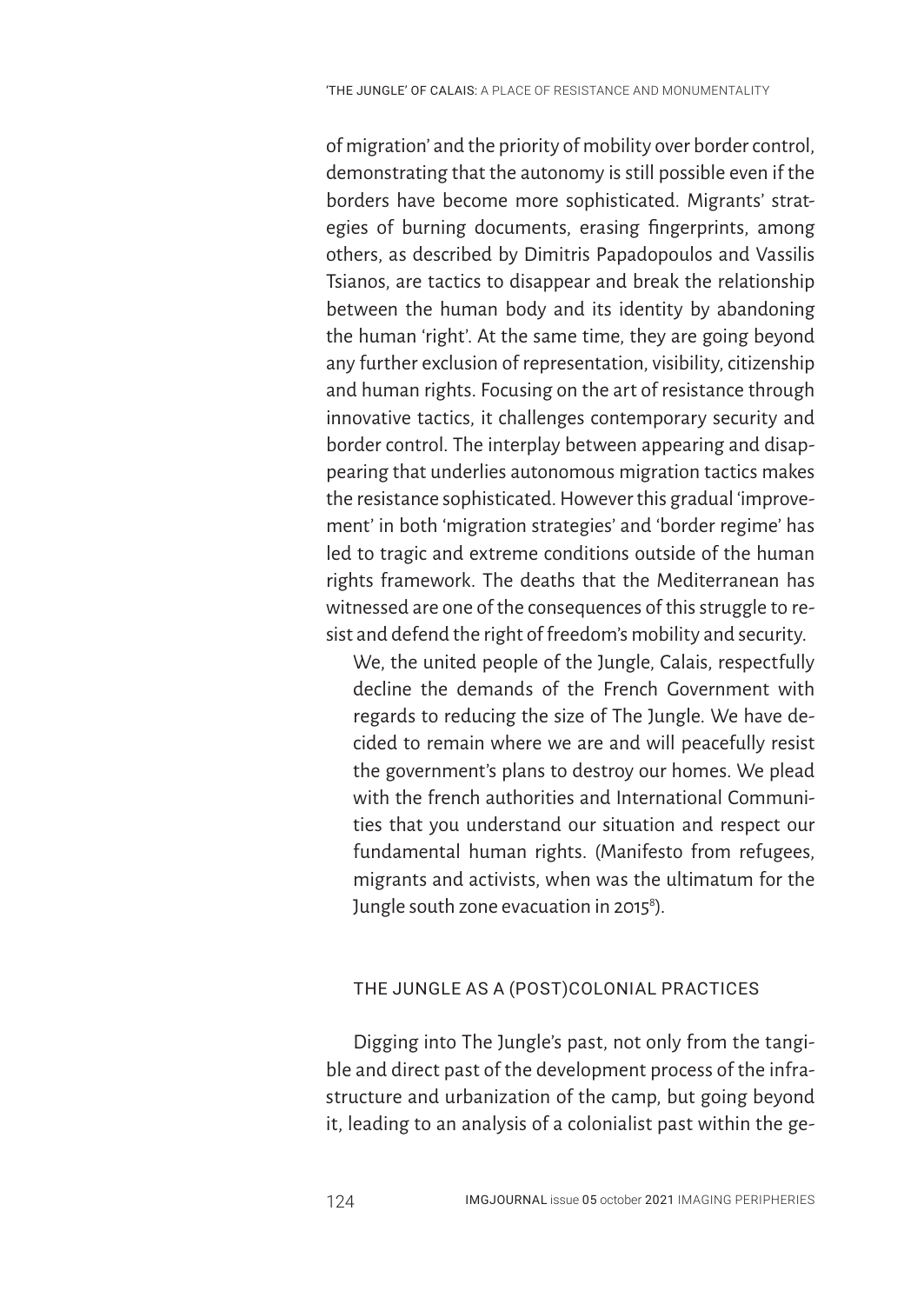of migration' and the priority of mobility over border control, demonstrating that the autonomy is still possible even if the borders have become more sophisticated. Migrants' strategies of burning documents, erasing fingerprints, among others, as described by Dimitris Papadopoulos and Vassilis Tsianos, are tactics to disappear and break the relationship between the human body and its identity by abandoning the human 'right'. At the same time, they are going beyond any further exclusion of representation, visibility, citizenship and human rights. Focusing on the art of resistance through innovative tactics, it challenges contemporary security and border control. The interplay between appearing and disappearing that underlies autonomous migration tactics makes the resistance sophisticated. However this gradual 'improvement' in both 'migration strategies' and 'border regime' has led to tragic and extreme conditions outside of the human rights framework. The deaths that the Mediterranean has witnessed are one of the consequences of this struggle to resist and defend the right of freedom's mobility and security.

> We, the united people of the Jungle, Calais, respectfully decline the demands of the French Government with regards to reducing the size of The Jungle. We have decided to remain where we are and will peacefully resist the government's plans to destroy our homes. We plead with the french authorities and International Communities that you understand our situation and respect our fundamental human rights. (Manifesto from refugees, migrants and activists, when was the ultimatum for the Jungle south zone evacuation in 2015[8]).

## THE JUNGLE AS A (POST)COLONIAL PRACTICES

Digging into The Jungle's past, not only from the tangible and direct past of the development process of the infrastructure and urbanization of the camp, but going beyond it, leading to an analysis of a colonialist past within the ge-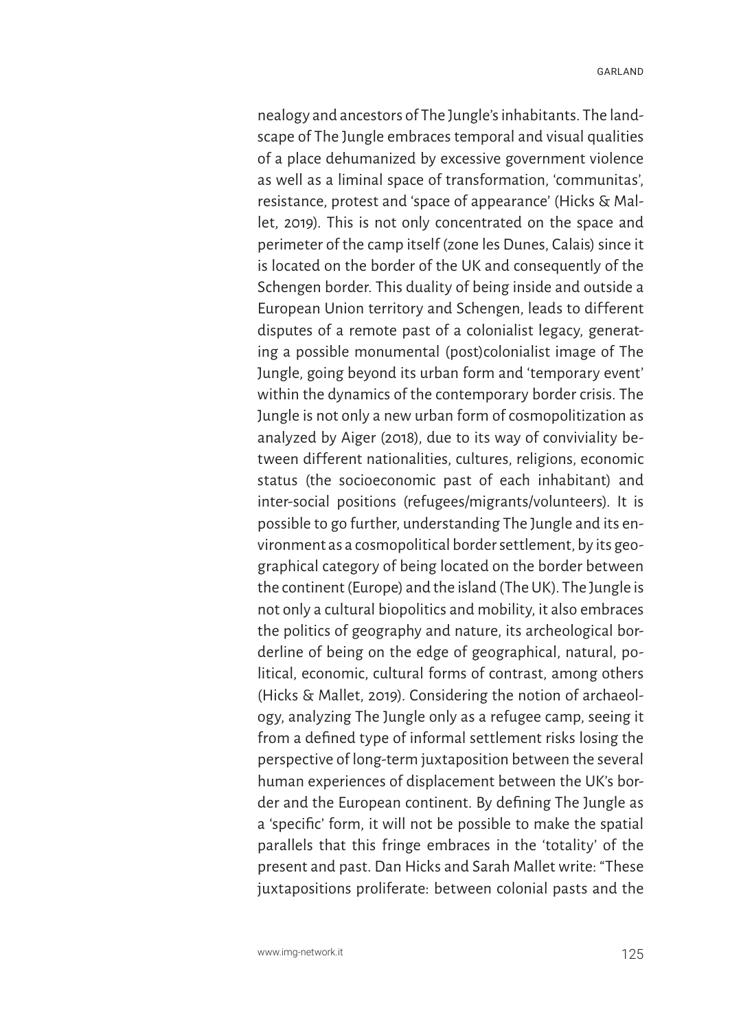nealogy and ancestors of The Jungle's inhabitants. The landscape of The Jungle embraces temporal and visual qualities of a place dehumanized by excessive government violence as well as a liminal space of transformation, 'communitas', resistance, protest and 'space of appearance' (Hicks & Mallet, 2019). This is not only concentrated on the space and perimeter of the camp itself (zone les Dunes, Calais) since it is located on the border of the UK and consequently of the Schengen border. This duality of being inside and outside a European Union territory and Schengen, leads to different disputes of a remote past of a colonialist legacy, generating a possible monumental (post)colonialist image of The Jungle, going beyond its urban form and 'temporary event' within the dynamics of the contemporary border crisis. The Jungle is not only a new urban form of cosmopolitization as analyzed by Aiger (2018), due to its way of conviviality between different nationalities, cultures, religions, economic status (the socioeconomic past of each inhabitant) and inter-social positions (refugees/migrants/volunteers). It is possible to go further, understanding The Jungle and its environment as a cosmopolitical border settlement, by its geographical category of being located on the border between the continent (Europe) and the island (The UK). The Jungle is not only a cultural biopolitics and mobility, it also embraces the politics of geography and nature, its archeological borderline of being on the edge of geographical, natural, political, economic, cultural forms of contrast, among others (Hicks & Mallet, 2019). Considering the notion of archaeology, analyzing The Jungle only as a refugee camp, seeing it from a defined type of informal settlement risks losing the perspective of long-term juxtaposition between the several human experiences of displacement between the UK's border and the European continent. By defining The Jungle as a 'specific' form, it will not be possible to make the spatial parallels that this fringe embraces in the 'totality' of the present and past. Dan Hicks and Sarah Mallet write: "These juxtapositions proliferate: between colonial pasts and the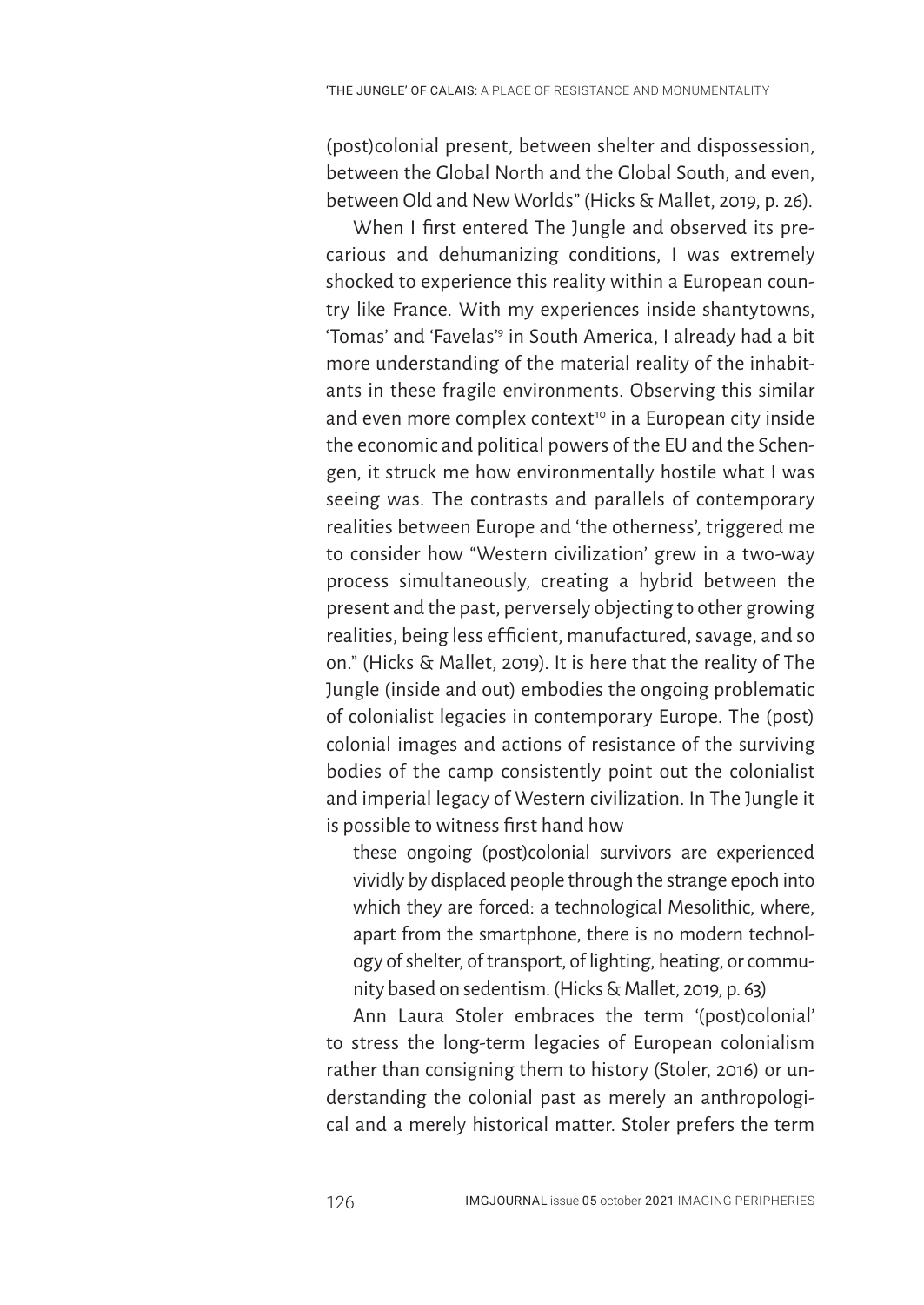(post)colonial present, between shelter and dispossession, between the Global North and the Global South, and even, between Old and New Worlds" (Hicks & Mallet, 2019, p. 26).

When I first entered The Jungle and observed its precarious and dehumanizing conditions, I was extremely shocked to experience this reality within a European country like France. With my experiences inside shantytowns, 'Tomas' and 'Favelas'[9] in South America, I already had a bit more understanding of the material reality of the inhabitants in these fragile environments. Observing this similar and even more complex context[10] in a European city inside the economic and political powers of the EU and the Schengen, it struck me how environmentally hostile what I was seeing was. The contrasts and parallels of contemporary realities between Europe and 'the otherness', triggered me to consider how "Western civilization' grew in a two-way process simultaneously, creating a hybrid between the present and the past, perversely objecting to other growing realities, being less efficient, manufactured, savage, and so on." (Hicks & Mallet, 2019). It is here that the reality of The Jungle (inside and out) embodies the ongoing problematic of colonialist legacies in contemporary Europe. The (post) colonial images and actions of resistance of the surviving bodies of the camp consistently point out the colonialist and imperial legacy of Western civilization. In The Jungle it is possible to witness first hand how

> these ongoing (post)colonial survivors are experienced vividly by displaced people through the strange epoch into which they are forced: a technological Mesolithic, where, apart from the smartphone, there is no modern technology of shelter, of transport, of lighting, heating, or community based on sedentism. (Hicks & Mallet, 2019, p. 63)

Ann Laura Stoler embraces the term '(post)colonial' to stress the long-term legacies of European colonialism rather than consigning them to history (Stoler, 2016) or understanding the colonial past as merely an anthropological and a merely historical matter. Stoler prefers the term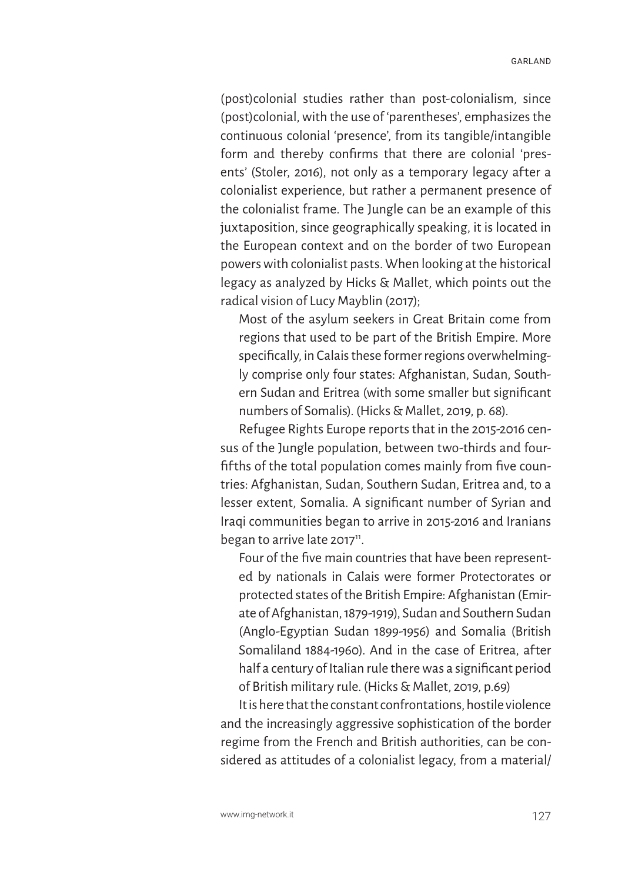(post)colonial studies rather than post-colonialism, since (post)colonial, with the use of 'parentheses', emphasizes the continuous colonial 'presence', from its tangible/intangible form and thereby confirms that there are colonial 'presents' (Stoler, 2016), not only as a temporary legacy after a colonialist experience, but rather a permanent presence of the colonialist frame. The Jungle can be an example of this juxtaposition, since geographically speaking, it is located in the European context and on the border of two European powers with colonialist pasts. When looking at the historical legacy as analyzed by Hicks & Mallet, which points out the radical vision of Lucy Mayblin (2017);

> Most of the asylum seekers in Great Britain come from regions that used to be part of the British Empire. More specifically, in Calais these former regions overwhelmingly comprise only four states: Afghanistan, Sudan, Southern Sudan and Eritrea (with some smaller but significant numbers of Somalis). (Hicks & Mallet, 2019, p. 68).

Refugee Rights Europe reports that in the 2015-2016 census of the Jungle population, between two-thirds and four-fifths of the total population comes mainly from five countries: Afghanistan, Sudan, Southern Sudan, Eritrea and, to a lesser extent, Somalia. A significant number of Syrian and Iraqi communities began to arrive in 2015-2016 and Iranians began to arrive late 2017[11].

> Four of the five main countries that have been represented by nationals in Calais were former Protectorates or protected states of the British Empire: Afghanistan (Emirate of Afghanistan, 1879-1919), Sudan and Southern Sudan (Anglo-Egyptian Sudan 1899-1956) and Somalia (British Somaliland 1884-1960). And in the case of Eritrea, after half a century of Italian rule there was a significant period of British military rule. (Hicks & Mallet, 2019, p.69)

It is here that the constant confrontations, hostile violence and the increasingly aggressive sophistication of the border regime from the French and British authorities, can be considered as attitudes of a colonialist legacy, from a material/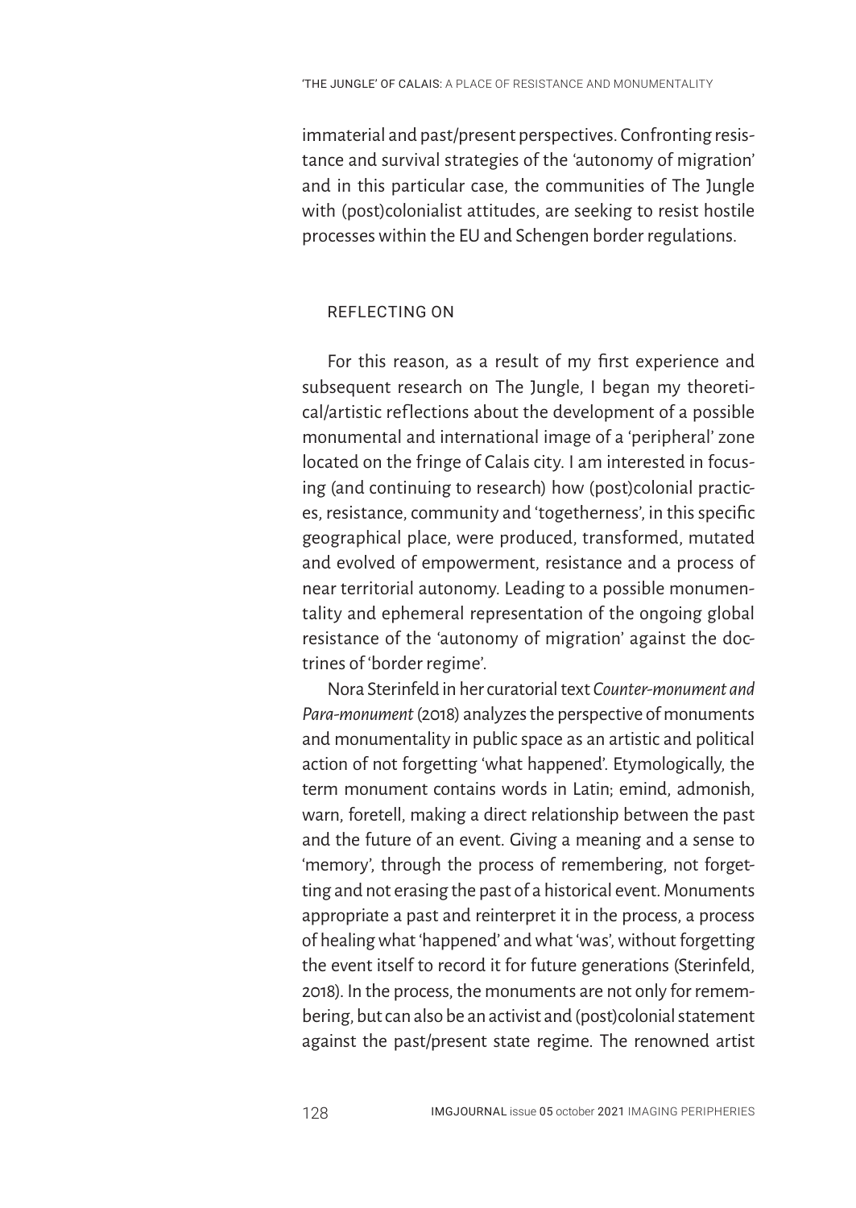immaterial and past/present perspectives. Confronting resistance and survival strategies of the 'autonomy of migration' and in this particular case, the communities of The Jungle with (post)colonialist attitudes, are seeking to resist hostile processes within the EU and Schengen border regulations.

## REFLECTING ON

For this reason, as a result of my first experience and subsequent research on The Jungle, I began my theoretical/artistic reflections about the development of a possible monumental and international image of a 'peripheral' zone located on the fringe of Calais city. I am interested in focusing (and continuing to research) how (post)colonial practices, resistance, community and 'togetherness', in this specific geographical place, were produced, transformed, mutated and evolved of empowerment, resistance and a process of near territorial autonomy. Leading to a possible monumentality and ephemeral representation of the ongoing global resistance of the 'autonomy of migration' against the doctrines of 'border regime'.

Nora Sterinfeld in her curatorial text *Counter-monument and Para-monument* (2018) analyzes the perspective of monuments and monumentality in public space as an artistic and political action of not forgetting 'what happened'. Etymologically, the term monument contains words in Latin; emind, admonish, warn, foretell, making a direct relationship between the past and the future of an event. Giving a meaning and a sense to 'memory', through the process of remembering, not forgetting and not erasing the past of a historical event. Monuments appropriate a past and reinterpret it in the process, a process of healing what 'happened' and what 'was', without forgetting the event itself to record it for future generations (Sterinfeld, 2018). In the process, the monuments are not only for remembering, but can also be an activist and (post)colonial statement against the past/present state regime. The renowned artist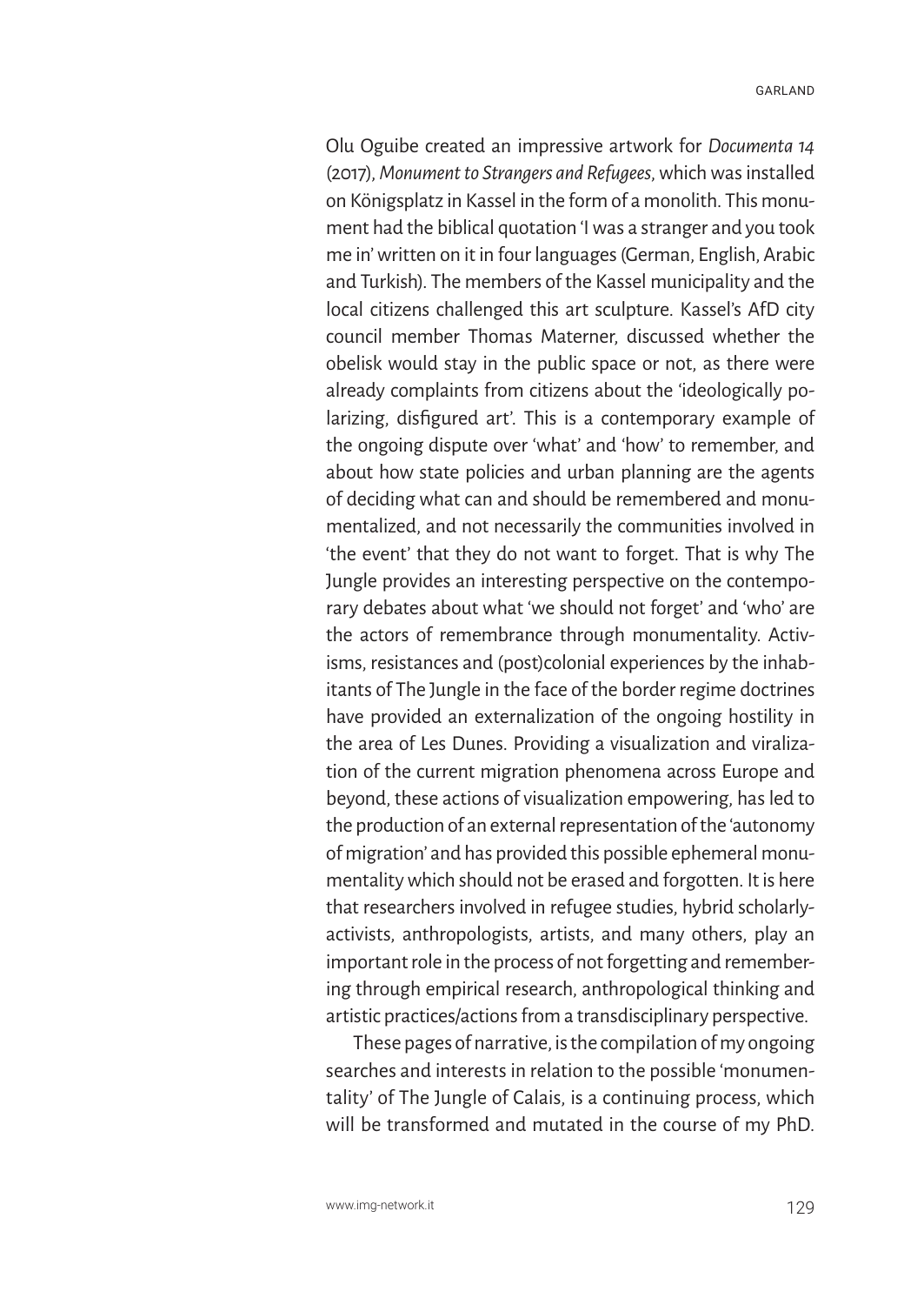Olu Oguibe created an impressive artwork for *Documenta 14* (2017), *Monument to Strangers and Refugees*, which was installed on Königsplatz in Kassel in the form of a monolith. This monument had the biblical quotation 'I was a stranger and you took me in' written on it in four languages (German, English, Arabic and Turkish). The members of the Kassel municipality and the local citizens challenged this art sculpture. Kassel's AfD city council member Thomas Materner, discussed whether the obelisk would stay in the public space or not, as there were already complaints from citizens about the 'ideologically polarizing, disfigured art'. This is a contemporary example of the ongoing dispute over 'what' and 'how' to remember, and about how state policies and urban planning are the agents of deciding what can and should be remembered and monumentalized, and not necessarily the communities involved in 'the event' that they do not want to forget. That is why The Jungle provides an interesting perspective on the contemporary debates about what 'we should not forget' and 'who' are the actors of remembrance through monumentality. Activisms, resistances and (post)colonial experiences by the inhabitants of The Jungle in the face of the border regime doctrines have provided an externalization of the ongoing hostility in the area of Les Dunes. Providing a visualization and viralization of the current migration phenomena across Europe and beyond, these actions of visualization empowering, has led to the production of an external representation of the 'autonomy of migration' and has provided this possible ephemeral monumentality which should not be erased and forgotten. It is here that researchers involved in refugee studies, hybrid scholarly-activists, anthropologists, artists, and many others, play an important role in the process of not forgetting and remembering through empirical research, anthropological thinking and artistic practices/actions from a transdisciplinary perspective.

These pages of narrative, is the compilation of my ongoing searches and interests in relation to the possible 'monumentality' of The Jungle of Calais, is a continuing process, which will be transformed and mutated in the course of my PhD.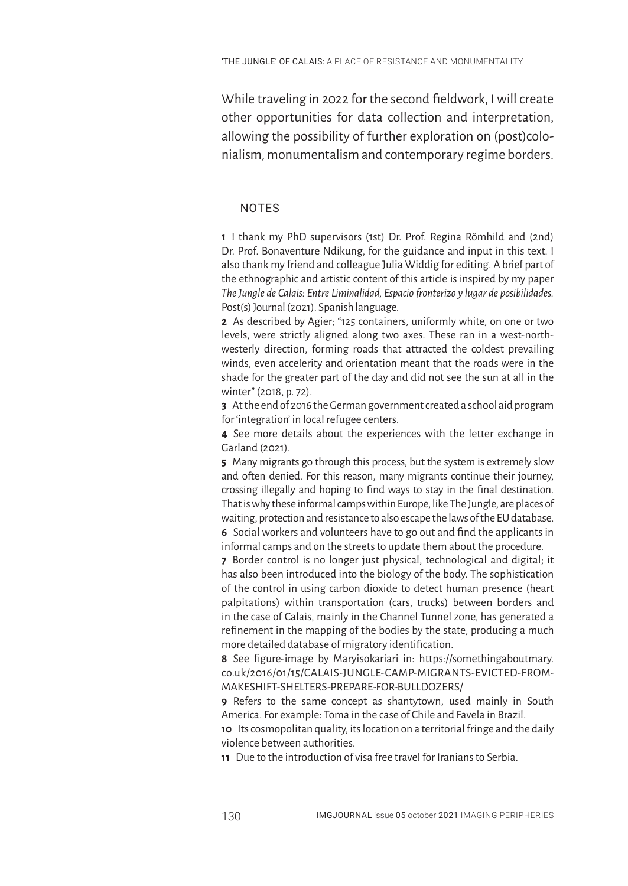While traveling in 2022 for the second fieldwork, I will create other opportunities for data collection and interpretation, allowing the possibility of further exploration on (post)colonialism, monumentalism and contemporary regime borders.

## NOTES

**1** I thank my PhD supervisors (1st) Dr. Prof. Regina Römhild and (2nd) Dr. Prof. Bonaventure Ndikung, for the guidance and input in this text. I also thank my friend and colleague Julia Widdig for editing. A brief part of the ethnographic and artistic content of this article is inspired by my paper *The Jungle de Calais: Entre Liminalidad, Espacio fronterizo y lugar de posibilidades.* Post(s) Journal (2021). Spanish language.

**2** As described by Agier; "125 containers, uniformly white, on one or two levels, were strictly aligned along two axes. These ran in a west-north-westerly direction, forming roads that attracted the coldest prevailing winds, even accelerity and orientation meant that the roads were in the shade for the greater part of the day and did not see the sun at all in the winter" (2018, p. 72).

**3** At the end of 2016 the German government created a school aid program for 'integration' in local refugee centers.

**4** See more details about the experiences with the letter exchange in Garland (2021).

**5** Many migrants go through this process, but the system is extremely slow and often denied. For this reason, many migrants continue their journey, crossing illegally and hoping to find ways to stay in the final destination. That is why these informal camps within Europe, like The Jungle, are places of waiting, protection and resistance to also escape the laws of the EU database.

**6** Social workers and volunteers have to go out and find the applicants in informal camps and on the streets to update them about the procedure.

**7** Border control is no longer just physical, technological and digital; it has also been introduced into the biology of the body. The sophistication of the control in using carbon dioxide to detect human presence (heart palpitations) within transportation (cars, trucks) between borders and in the case of Calais, mainly in the Channel Tunnel zone, has generated a refinement in the mapping of the bodies by the state, producing a much more detailed database of migratory identification.

**8** See figure-image by Maryisokariari in: https://somethingaboutmary.co.uk/2016/01/15/CALAIS-JUNGLE-CAMP-MIGRANTS-EVICTED-FROM-MAKESHIFT-SHELTERS-PREPARE-FOR-BULLDOZERS/

**9** Refers to the same concept as shantytown, used mainly in South America. For example: Toma in the case of Chile and Favela in Brazil.

**10** Its cosmopolitan quality, its location on a territorial fringe and the daily violence between authorities.

**11** Due to the introduction of visa free travel for Iranians to Serbia.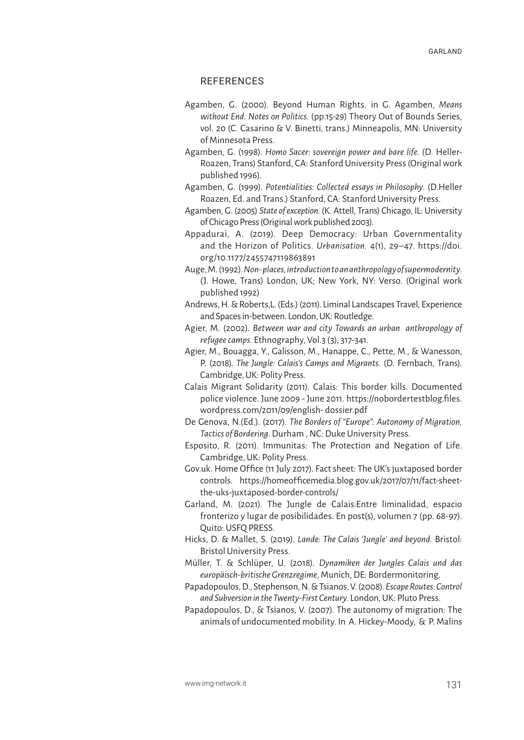## REFERENCES

Agamben, G. (2000). Beyond Human Rights. in G. Agamben, *Means without End. Notes on Politics.* (pp.15-29) Theory Out of Bounds Series, vol. 20 (C. Casarino & V. Binetti, trans.) Minneapolis, MN: University of Minnesota Press.

Agamben, G. (1998). *Homo Sacer: sovereign power and bare life.* (D. Heller-Roazen, Trans) Stanford, CA: Stanford University Press (Original work published 1996).

Agamben, G. (1999). *Potentialities: Collected essays in Philosophy.* (D.Heller Roazen, Ed. and Trans.) Stanford, CA: Stanford University Press.

Agamben, G. (2005) *State of exception.* (K. Attell, Trans) Chicago, IL: University of Chicago Press (Original work published 2003).

Appadurai, A. (2019). Deep Democracy: Urban Governmentality and the Horizon of Politics. *Urbanisation,* 4(1), 29–47. https://doi.org/10.1177/2455747119863891

Auge, M. (1992). *Non-places, introduction to an anthropology of supermodernity.* (J. Howe, Trans) London, UK; New York, NY: Verso. (Original work published 1992)

Andrews, H. & Roberts,L. (Eds.) (2011). Liminal Landscapes Travel, Experience and Spaces in-between. London, UK: Routledge.

Agier, M. (2002). *Between war and city Towards an urban anthropology of refugee camps.* Ethnography, Vol.3 (3), 317-341.

Agier, M., Bouagga, Y., Galisson, M., Hanappe, C., Pette, M., & Wanesson, P. (2018). *The Jungle: Calais's Camps and Migrants.* (D. Fernbach, Trans). Cambridge, UK: Polity Press.

Calais Migrant Solidarity (2011). Calais: This border kills. Documented police violence. June 2009 - June 2011. https://nobordertestblog.files.wordpress.com/2011/09/english- dossier.pdf

De Genova, N.(Ed.). (2017). *The Borders of "Europe": Autonomy of Migration, Tactics of Bordering.* Durham , NC: Duke University Press.

Esposito, R. (2011). Immunitas: The Protection and Negation of Life. Cambridge, UK: Polity Press.

Gov.uk. Home Office (11 July 2017). Fact sheet: The UK's juxtaposed border controls. https://homeofficemedia.blog.gov.uk/2017/07/11/fact-sheet-the-uks-juxtaposed-border-controls/

Garland, M. (2021). The Jungle de Calais:Entre liminalidad, espacio fronterizo y lugar de posibilidades. En post(s), volumen 7 (pp. 68-97). Quito: USFQ PRESS.

Hicks, D. & Mallet, S. (2019). *Lande: The Calais 'Jungle' and beyond.* Bristol: Bristol University Press.

Müller, T. & Schlüper, U. (2018). *Dynamiken der Jungles Calais und das europäisch-britische Grenzregime*, Munich, DE: Bordermonitoring.

Papadopoulos, D., Stephenson, N. & Tsianos, V. (2008). *Escape Routes: Control and Subversion in the Twenty-First Century.* London, UK: Pluto Press.

Papadopoulos, D., & Tsianos, V. (2007). The autonomy of migration: The animals of undocumented mobility. In A. Hickey-Moody, & P. Malins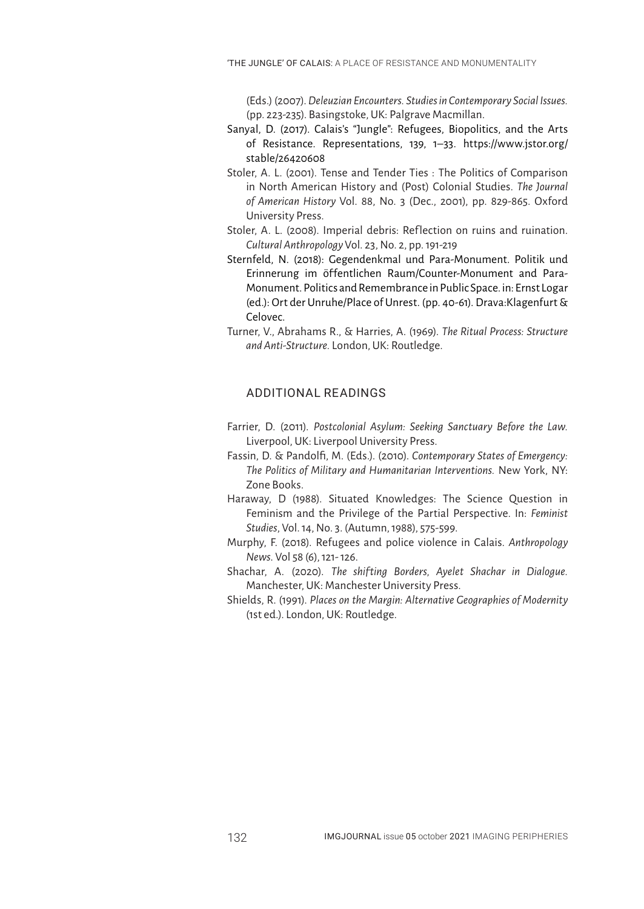(Eds.) (2007). *Deleuzian Encounters. Studies in Contemporary Social Issues.* (pp. 223-235). Basingstoke, UK: Palgrave Macmillan.

Sanyal, D. (2017). Calais's "Jungle": Refugees, Biopolitics, and the Arts of Resistance. Representations, 139, 1–33. https://www.jstor.org/stable/26420608

Stoler, A. L. (2001). Tense and Tender Ties : The Politics of Comparison in North American History and (Post) Colonial Studies. *The Journal of American History* Vol. 88, No. 3 (Dec., 2001), pp. 829-865. Oxford University Press.

Stoler, A. L. (2008). Imperial debris: Reflection on ruins and ruination. *Cultural Anthropology* Vol. 23, No. 2, pp. 191-219

Sternfeld, N. (2018): Gegendenkmal und Para-Monument. Politik und Erinnerung im öffentlichen Raum/Counter-Monument and Para-Monument. Politics and Remembrance in Public Space. in: Ernst Logar (ed.): Ort der Unruhe/Place of Unrest. (pp. 40-61). Drava:Klagenfurt & Celovec.

Turner, V., Abrahams R., & Harries, A. (1969). *The Ritual Process: Structure and Anti-Structure.* London, UK: Routledge.

## ADDITIONAL READINGS

Farrier, D. (2011). *Postcolonial Asylum: Seeking Sanctuary Before the Law.* Liverpool, UK: Liverpool University Press.

Fassin, D. & Pandolfi, M. (Eds.). (2010). *Contemporary States of Emergency: The Politics of Military and Humanitarian Interventions.* New York, NY: Zone Books.

Haraway, D (1988). Situated Knowledges: The Science Question in Feminism and the Privilege of the Partial Perspective. In: *Feminist Studies*, Vol. 14, No. 3. (Autumn, 1988), 575-599.

Murphy, F. (2018). Refugees and police violence in Calais. *Anthropology News.* Vol 58 (6), 121- 126.

Shachar, A. (2020). *The shifting Borders, Ayelet Shachar in Dialogue.* Manchester, UK: Manchester University Press.

Shields, R. (1991). *Places on the Margin: Alternative Geographies of Modernity* (1st ed.). London, UK: Routledge.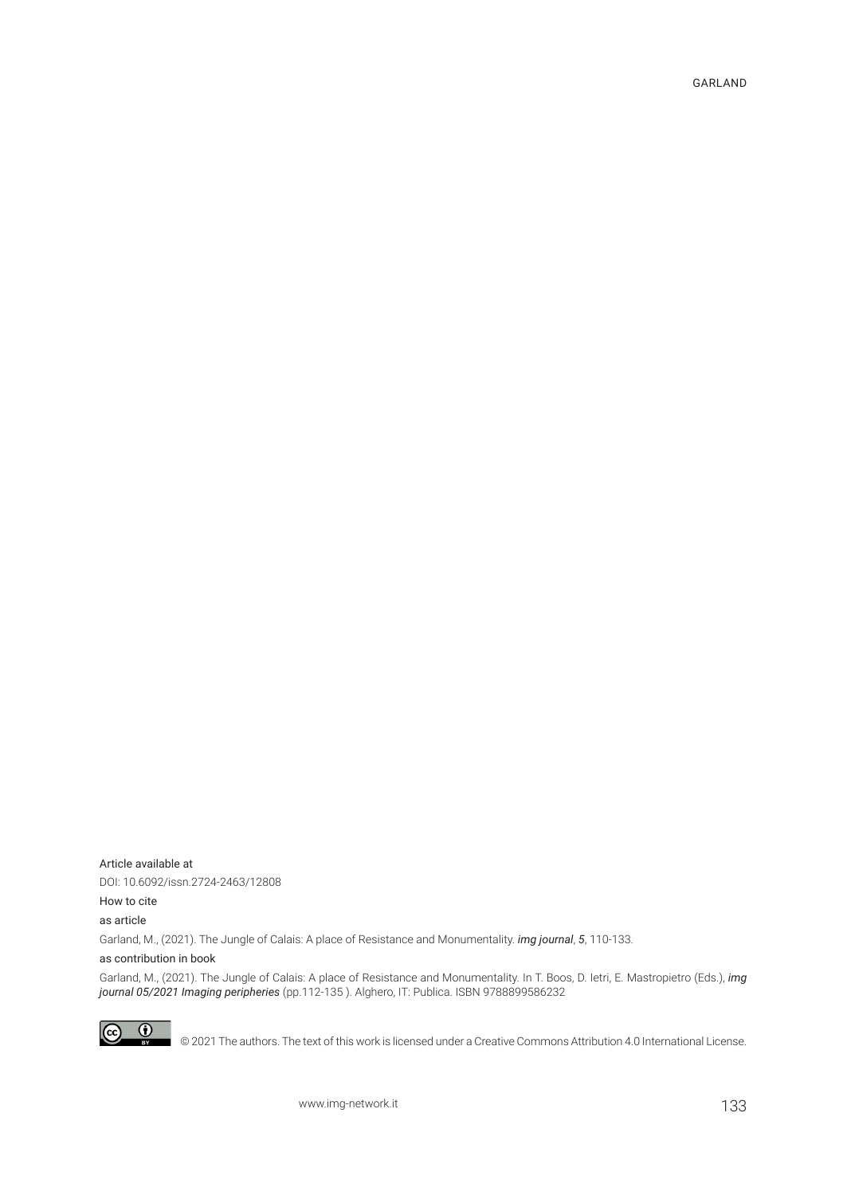Article available at

DOI: 10.6092/issn.2724-2463/12808

How to cite

as article

Garland, M., (2021). The Jungle of Calais: A place of Resistance and Monumentality. ***img journal***, *5*, 110-133.

as contribution in book

Garland, M., (2021). The Jungle of Calais: A place of Resistance and Monumentality. In T. Boos, D. Ietri, E. Mastropietro (Eds.), ***img journal 05/2021 Imaging peripheries*** (pp.112-135 ). Alghero, IT: Publica. ISBN 9788899586232

© 2021 The authors. The text of this work is licensed under a Creative Commons Attribution 4.0 International License.